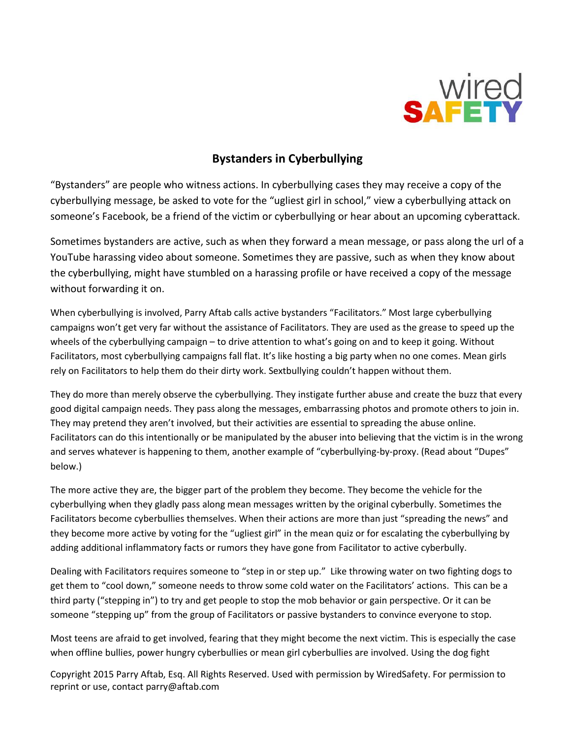wired SAFETY

## Bystanders in Cyberbullying

"Bystanders" are people who witness actions. In cyberbullying cases they may receive a copy of the cyberbullying message, be asked to vote for the "ugliest girl in school," view a cyberbullying attack on someone's Facebook, be a friend of the victim or cyberbullying or hear about an upcoming cyberattack.

Sometimes bystanders are active, such as when they forward a mean message, or pass along the url of a YouTube harassing video about someone. Sometimes they are passive, such as when they know about the cyberbullying, might have stumbled on a harassing profile or have received a copy of the message without forwarding it on.

When cyberbullying is involved, Parry Aftab calls active bystanders "Facilitators." Most large cyberbullying campaigns won't get very far without the assistance of Facilitators. They are used as the grease to speed up the wheels of the cyberbullying campaign – to drive attention to what's going on and to keep it going. Without Facilitators, most cyberbullying campaigns fall flat. It's like hosting a big party when no one comes. Mean girls rely on Facilitators to help them do their dirty work. Sextbullying couldn't happen without them.

They do more than merely observe the cyberbullying. They instigate further abuse and create the buzz that every good digital campaign needs. They pass along the messages, embarrassing photos and promote others to join in. They may pretend they aren't involved, but their activities are essential to spreading the abuse online. Facilitators can do this intentionally or be manipulated by the abuser into believing that the victim is in the wrong and serves whatever is happening to them, another example of "cyberbullying-by-proxy. (Read about "Dupes" below.)

The more active they are, the bigger part of the problem they become. They become the vehicle for the cyberbullying when they gladly pass along mean messages written by the original cyberbully. Sometimes the Facilitators become cyberbullies themselves. When their actions are more than just "spreading the news" and they become more active by voting for the "ugliest girl" in the mean quiz or for escalating the cyberbullying by adding additional inflammatory facts or rumors they have gone from Facilitator to active cyberbully.

Dealing with Facilitators requires someone to "step in or step up." Like throwing water on two fighting dogs to get them to "cool down," someone needs to throw some cold water on the Facilitators' actions. This can be a third party ("stepping in") to try and get people to stop the mob behavior or gain perspective. Or it can be someone "stepping up" from the group of Facilitators or passive bystanders to convince everyone to stop.

Most teens are afraid to get involved, fearing that they might become the next victim. This is especially the case when offline bullies, power hungry cyberbullies or mean girl cyberbullies are involved. Using the dog fight

Copyright 2015 Parry Aftab, Esq. All Rights Reserved. Used with permission by WiredSafety. For permission to reprint or use, contact parry@aftab.com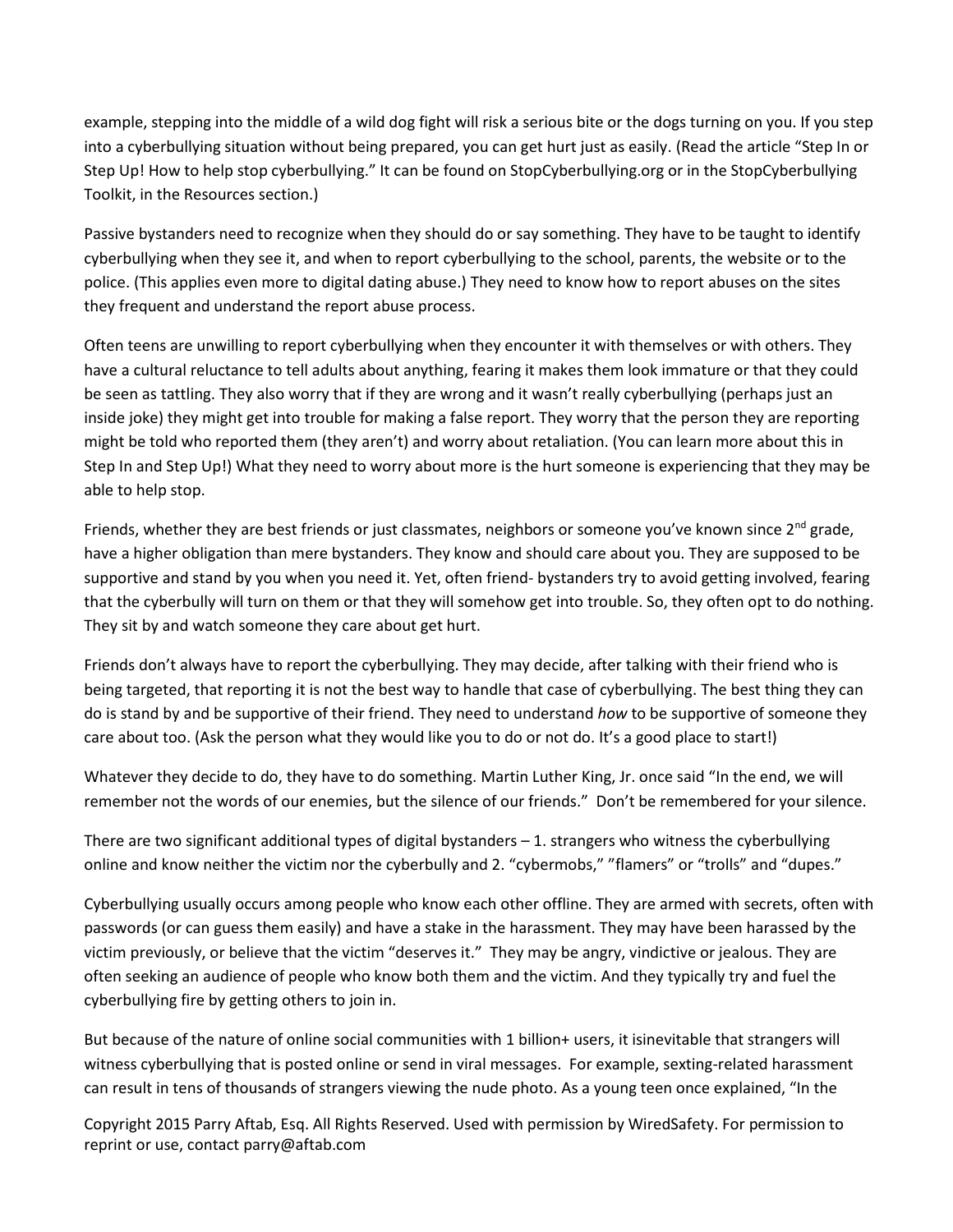example, stepping into the middle of a wild dog fight will risk a serious bite or the dogs turning on you. If you step into a cyberbullying situation without being prepared, you can get hurt just as easily. (Read the article "Step In or Step Up! How to help stop cyberbullying." It can be found on StopCyberbullying.org or in the StopCyberbullying Toolkit, in the Resources section.)

Passive bystanders need to recognize when they should do or say something. They have to be taught to identify cyberbullying when they see it, and when to report cyberbullying to the school, parents, the website or to the police. (This applies even more to digital dating abuse.) They need to know how to report abuses on the sites they frequent and understand the report abuse process.

Often teens are unwilling to report cyberbullying when they encounter it with themselves or with others. They have a cultural reluctance to tell adults about anything, fearing it makes them look immature or that they could be seen as tattling. They also worry that if they are wrong and it wasn't really cyberbullying (perhaps just an inside joke) they might get into trouble for making a false report. They worry that the person they are reporting might be told who reported them (they aren't) and worry about retaliation. (You can learn more about this in Step In and Step Up!) What they need to worry about more is the hurt someone is experiencing that they may be able to help stop.

Friends, whether they are best friends or just classmates, neighbors or someone you've known since 2nd grade, have a higher obligation than mere bystanders. They know and should care about you. They are supposed to be supportive and stand by you when you need it. Yet, often friend- bystanders try to avoid getting involved, fearing that the cyberbully will turn on them or that they will somehow get into trouble. So, they often opt to do nothing. They sit by and watch someone they care about get hurt.

Friends don't always have to report the cyberbullying. They may decide, after talking with their friend who is being targeted, that reporting it is not the best way to handle that case of cyberbullying. The best thing they can do is stand by and be supportive of their friend. They need to understand *how* to be supportive of someone they care about too. (Ask the person what they would like you to do or not do. It's a good place to start!)

Whatever they decide to do, they have to do something. Martin Luther King, Jr. once said "In the end, we will remember not the words of our enemies, but the silence of our friends." Don't be remembered for your silence.

There are two significant additional types of digital bystanders – 1. strangers who witness the cyberbullying online and know neither the victim nor the cyberbully and 2. "cybermobs," "flamers" or "trolls" and "dupes."

Cyberbullying usually occurs among people who know each other offline. They are armed with secrets, often with passwords (or can guess them easily) and have a stake in the harassment. They may have been harassed by the victim previously, or believe that the victim "deserves it." They may be angry, vindictive or jealous. They are often seeking an audience of people who know both them and the victim. And they typically try and fuel the cyberbullying fire by getting others to join in.

But because of the nature of online social communities with 1 billion+ users, it isinevitable that strangers will witness cyberbullying that is posted online or send in viral messages. For example, sexting-related harassment can result in tens of thousands of strangers viewing the nude photo. As a young teen once explained, "In the

Copyright 2015 Parry Aftab, Esq. All Rights Reserved. Used with permission by WiredSafety. For permission to reprint or use, contact parry@aftab.com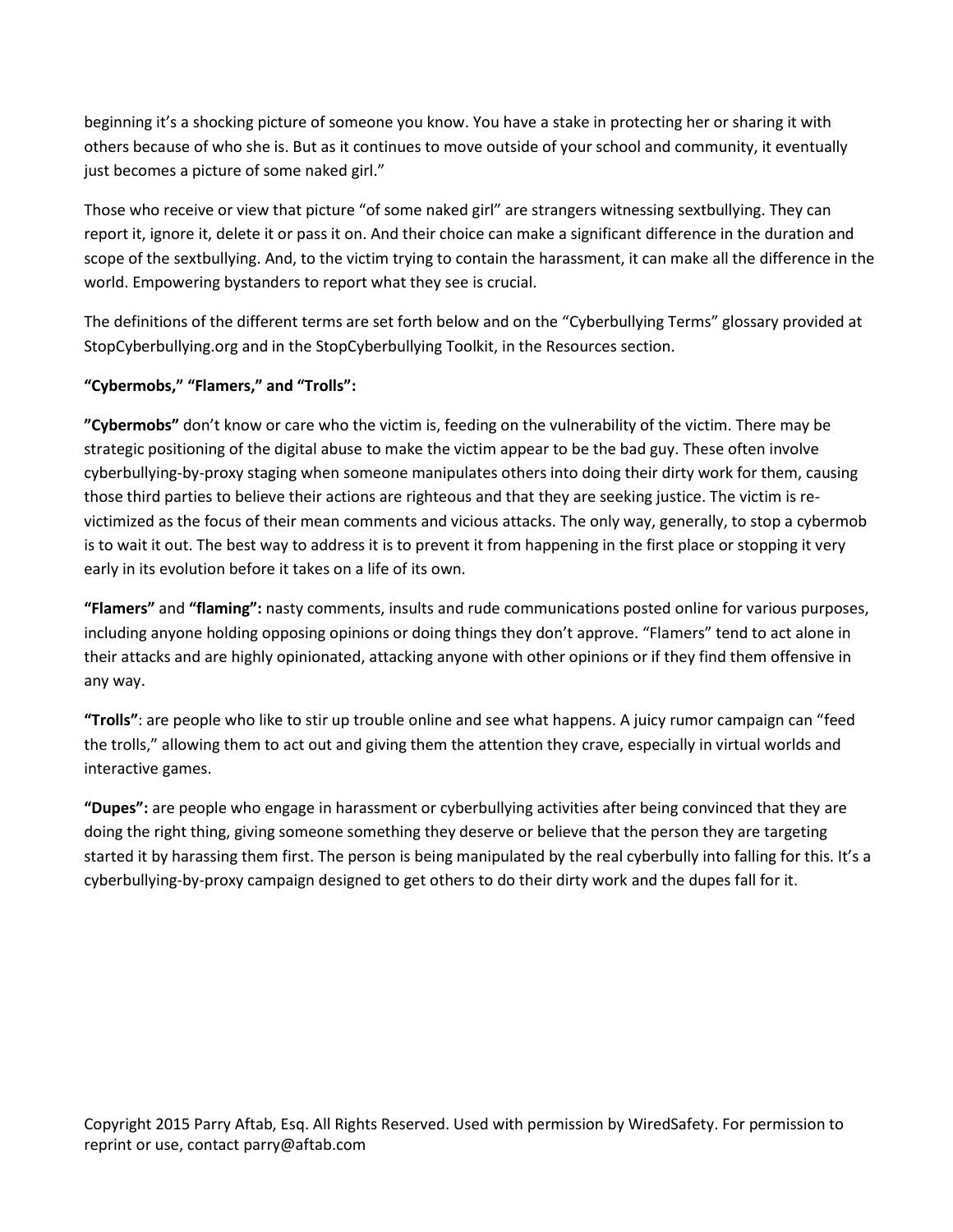beginning it's a shocking picture of someone you know. You have a stake in protecting her or sharing it with others because of who she is. But as it continues to move outside of your school and community, it eventually just becomes a picture of some naked girl."

Those who receive or view that picture "of some naked girl" are strangers witnessing sextbullying. They can report it, ignore it, delete it or pass it on. And their choice can make a significant difference in the duration and scope of the sextbullying. And, to the victim trying to contain the harassment, it can make all the difference in the world. Empowering bystanders to report what they see is crucial.

The definitions of the different terms are set forth below and on the "Cyberbullying Terms" glossary provided at StopCyberbullying.org and in the StopCyberbullying Toolkit, in the Resources section.

**"Cybermobs," "Flamers," and "Trolls":**

**"Cybermobs"** don't know or care who the victim is, feeding on the vulnerability of the victim. There may be strategic positioning of the digital abuse to make the victim appear to be the bad guy. These often involve cyberbullying-by-proxy staging when someone manipulates others into doing their dirty work for them, causing those third parties to believe their actions are righteous and that they are seeking justice. The victim is re-victimized as the focus of their mean comments and vicious attacks. The only way, generally, to stop a cybermob is to wait it out. The best way to address it is to prevent it from happening in the first place or stopping it very early in its evolution before it takes on a life of its own.

**"Flamers"** and **"flaming":** nasty comments, insults and rude communications posted online for various purposes, including anyone holding opposing opinions or doing things they don't approve. "Flamers" tend to act alone in their attacks and are highly opinionated, attacking anyone with other opinions or if they find them offensive in any way.

**"Trolls"**: are people who like to stir up trouble online and see what happens. A juicy rumor campaign can "feed the trolls," allowing them to act out and giving them the attention they crave, especially in virtual worlds and interactive games.

**"Dupes":** are people who engage in harassment or cyberbullying activities after being convinced that they are doing the right thing, giving someone something they deserve or believe that the person they are targeting started it by harassing them first. The person is being manipulated by the real cyberbully into falling for this. It's a cyberbullying-by-proxy campaign designed to get others to do their dirty work and the dupes fall for it.

Copyright 2015 Parry Aftab, Esq. All Rights Reserved. Used with permission by WiredSafety. For permission to reprint or use, contact parry@aftab.com